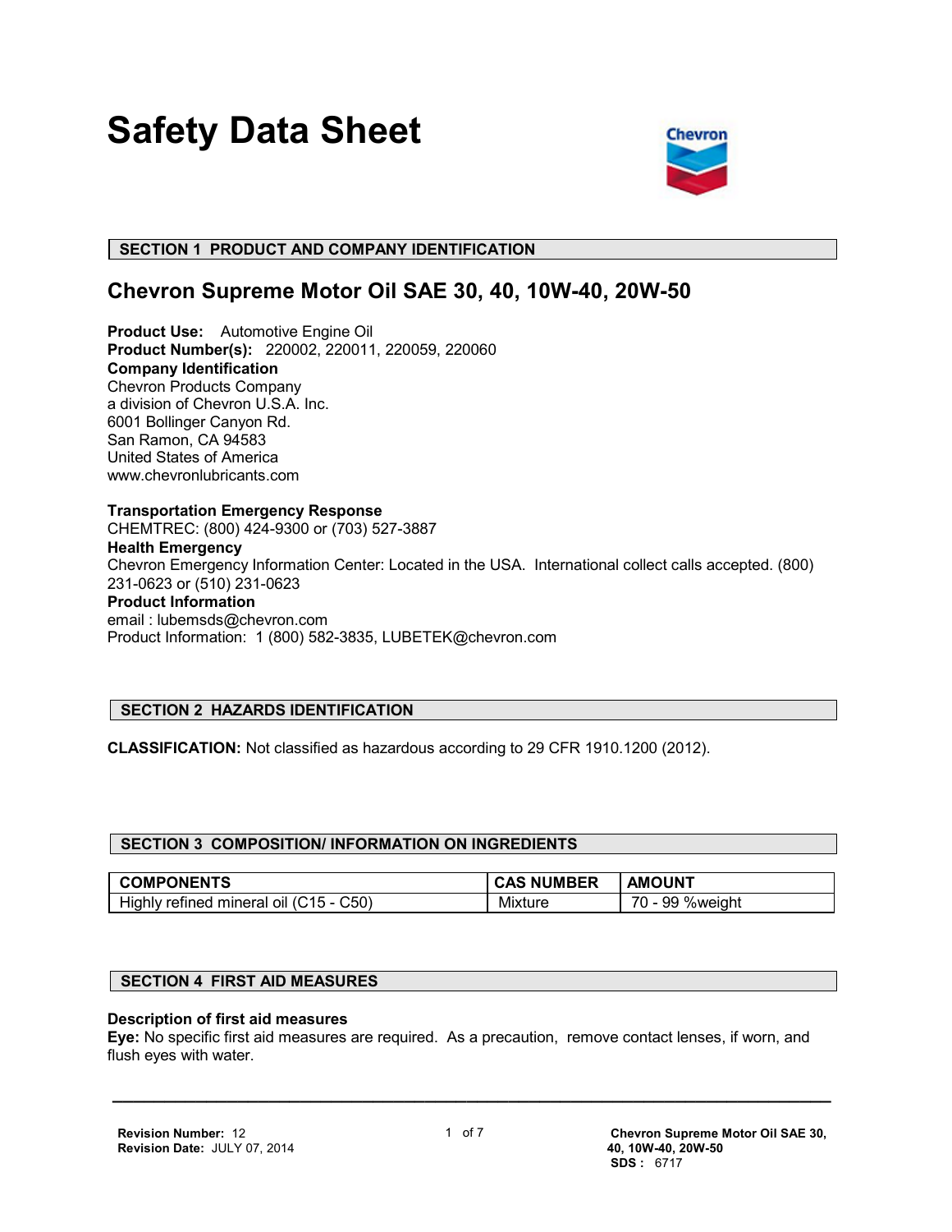# Safety Data Sheet

## SECTION 1 PRODUCT AND COMPANY IDENTIFICATION

### Chevron Supreme Motor Oil SAE 30, 40, 10W-40, 20W-50

**Product Use:** Automotive Engine Oil
**Product Number(s):** 220002, 220011, 220059, 220060
**Company Identification**
Chevron Products Company
a division of Chevron U.S.A. Inc.
6001 Bollinger Canyon Rd.
San Ramon, CA 94583
United States of America
www.chevronlubricants.com

**Transportation Emergency Response**
CHEMTREC: (800) 424-9300 or (703) 527-3887
**Health Emergency**
Chevron Emergency Information Center: Located in the USA. International collect calls accepted. (800) 231-0623 or (510) 231-0623
**Product Information**
email : lubemsds@chevron.com
Product Information: 1 (800) 582-3835, LUBETEK@chevron.com

## SECTION 2 HAZARDS IDENTIFICATION

**CLASSIFICATION:** Not classified as hazardous according to 29 CFR 1910.1200 (2012).

## SECTION 3 COMPOSITION/ INFORMATION ON INGREDIENTS

| COMPONENTS | CAS NUMBER | AMOUNT |
| --- | --- | --- |
| Highly refined mineral oil (C15 - C50) | Mixture | 70 - 99 %weight |

## SECTION 4 FIRST AID MEASURES

**Description of first aid measures**
**Eye:** No specific first aid measures are required. As a precaution, remove contact lenses, if worn, and flush eyes with water.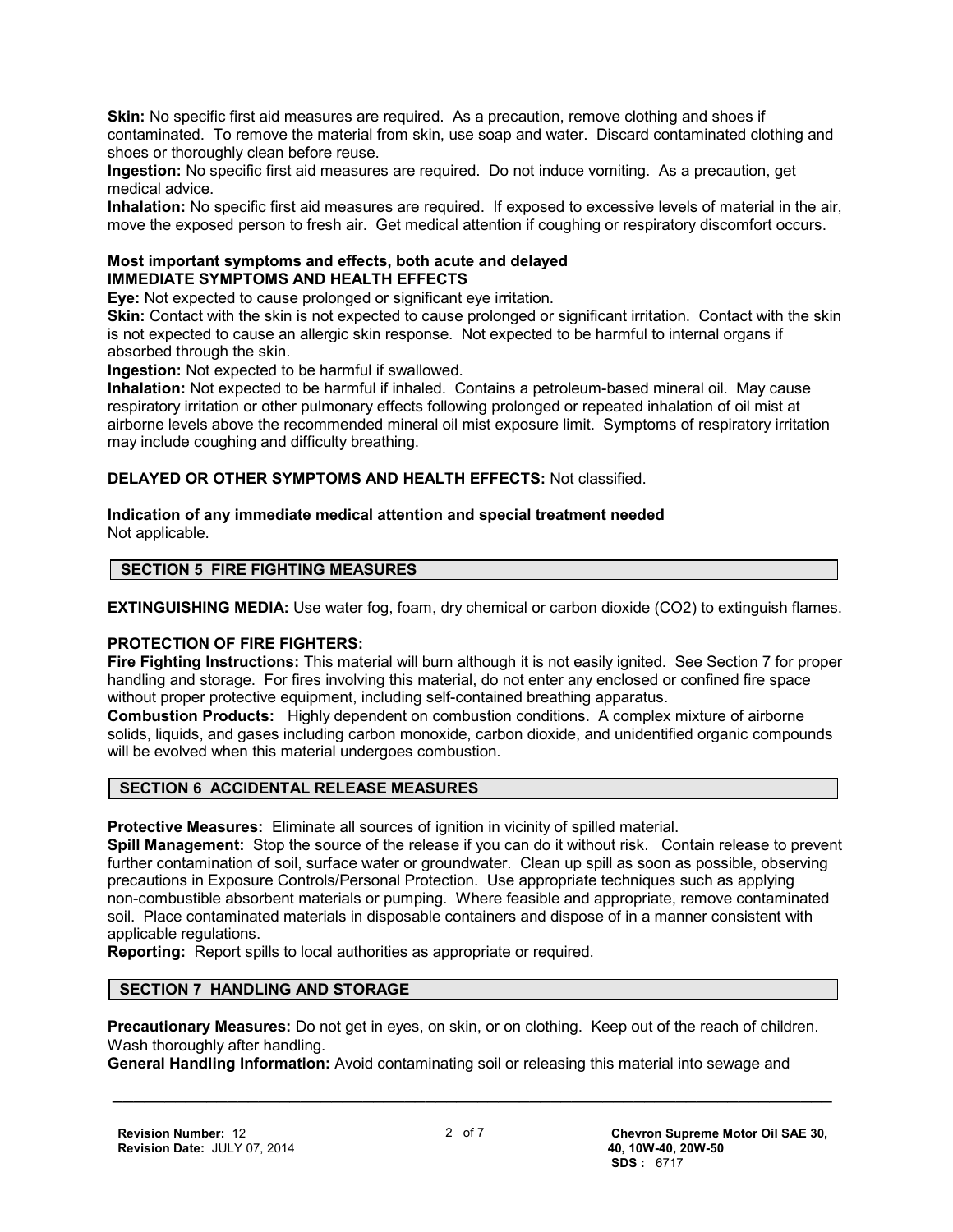**Skin:** No specific first aid measures are required. As a precaution, remove clothing and shoes if contaminated. To remove the material from skin, use soap and water. Discard contaminated clothing and shoes or thoroughly clean before reuse.
**Ingestion:** No specific first aid measures are required. Do not induce vomiting. As a precaution, get medical advice.
**Inhalation:** No specific first aid measures are required. If exposed to excessive levels of material in the air, move the exposed person to fresh air. Get medical attention if coughing or respiratory discomfort occurs.

**Most important symptoms and effects, both acute and delayed**
**IMMEDIATE SYMPTOMS AND HEALTH EFFECTS**
**Eye:** Not expected to cause prolonged or significant eye irritation.
**Skin:** Contact with the skin is not expected to cause prolonged or significant irritation. Contact with the skin is not expected to cause an allergic skin response. Not expected to be harmful to internal organs if absorbed through the skin.
**Ingestion:** Not expected to be harmful if swallowed.
**Inhalation:** Not expected to be harmful if inhaled. Contains a petroleum-based mineral oil. May cause respiratory irritation or other pulmonary effects following prolonged or repeated inhalation of oil mist at airborne levels above the recommended mineral oil mist exposure limit. Symptoms of respiratory irritation may include coughing and difficulty breathing.

**DELAYED OR OTHER SYMPTOMS AND HEALTH EFFECTS:** Not classified.

**Indication of any immediate medical attention and special treatment needed**
Not applicable.

## SECTION 5 FIRE FIGHTING MEASURES

**EXTINGUISHING MEDIA:** Use water fog, foam, dry chemical or carbon dioxide ($CO_2$) to extinguish flames.

**PROTECTION OF FIRE FIGHTERS:**
**Fire Fighting Instructions:** This material will burn although it is not easily ignited. See Section 7 for proper handling and storage. For fires involving this material, do not enter any enclosed or confined fire space without proper protective equipment, including self-contained breathing apparatus.
**Combustion Products:** Highly dependent on combustion conditions. A complex mixture of airborne solids, liquids, and gases including carbon monoxide, carbon dioxide, and unidentified organic compounds will be evolved when this material undergoes combustion.

## SECTION 6 ACCIDENTAL RELEASE MEASURES

**Protective Measures:** Eliminate all sources of ignition in vicinity of spilled material.
**Spill Management:** Stop the source of the release if you can do it without risk. Contain release to prevent further contamination of soil, surface water or groundwater. Clean up spill as soon as possible, observing precautions in Exposure Controls/Personal Protection. Use appropriate techniques such as applying non-combustible absorbent materials or pumping. Where feasible and appropriate, remove contaminated soil. Place contaminated materials in disposable containers and dispose of in a manner consistent with applicable regulations.
**Reporting:** Report spills to local authorities as appropriate or required.

## SECTION 7 HANDLING AND STORAGE

**Precautionary Measures:** Do not get in eyes, on skin, or on clothing. Keep out of the reach of children. Wash thoroughly after handling.
**General Handling Information:** Avoid contaminating soil or releasing this material into sewage and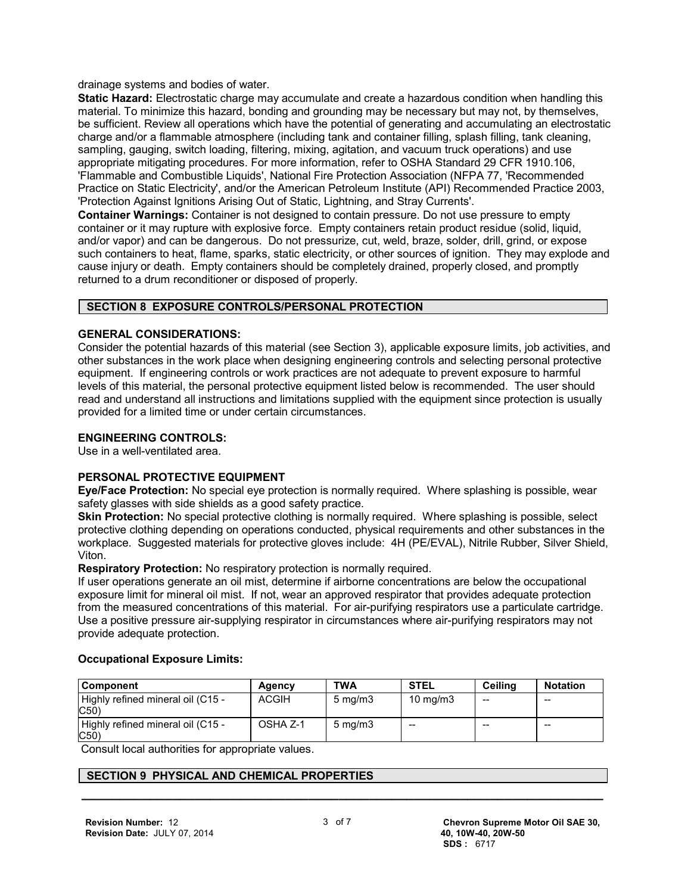drainage systems and bodies of water.

**Static Hazard:** Electrostatic charge may accumulate and create a hazardous condition when handling this material. To minimize this hazard, bonding and grounding may be necessary but may not, by themselves, be sufficient. Review all operations which have the potential of generating and accumulating an electrostatic charge and/or a flammable atmosphere (including tank and container filling, splash filling, tank cleaning, sampling, gauging, switch loading, filtering, mixing, agitation, and vacuum truck operations) and use appropriate mitigating procedures. For more information, refer to OSHA Standard 29 CFR 1910.106, 'Flammable and Combustible Liquids', National Fire Protection Association (NFPA 77, 'Recommended Practice on Static Electricity', and/or the American Petroleum Institute (API) Recommended Practice 2003, 'Protection Against Ignitions Arising Out of Static, Lightning, and Stray Currents'.

**Container Warnings:** Container is not designed to contain pressure. Do not use pressure to empty container or it may rupture with explosive force. Empty containers retain product residue (solid, liquid, and/or vapor) and can be dangerous. Do not pressurize, cut, weld, braze, solder, drill, grind, or expose such containers to heat, flame, sparks, static electricity, or other sources of ignition. They may explode and cause injury or death. Empty containers should be completely drained, properly closed, and promptly returned to a drum reconditioner or disposed of properly.

## SECTION 8 EXPOSURE CONTROLS/PERSONAL PROTECTION

### GENERAL CONSIDERATIONS:

Consider the potential hazards of this material (see Section 3), applicable exposure limits, job activities, and other substances in the work place when designing engineering controls and selecting personal protective equipment. If engineering controls or work practices are not adequate to prevent exposure to harmful levels of this material, the personal protective equipment listed below is recommended. The user should read and understand all instructions and limitations supplied with the equipment since protection is usually provided for a limited time or under certain circumstances.

### ENGINEERING CONTROLS:

Use in a well-ventilated area.

### PERSONAL PROTECTIVE EQUIPMENT

**Eye/Face Protection:** No special eye protection is normally required. Where splashing is possible, wear safety glasses with side shields as a good safety practice.

**Skin Protection:** No special protective clothing is normally required. Where splashing is possible, select protective clothing depending on operations conducted, physical requirements and other substances in the workplace. Suggested materials for protective gloves include: 4H (PE/EVAL), Nitrile Rubber, Silver Shield, Viton.

**Respiratory Protection:** No respiratory protection is normally required.

If user operations generate an oil mist, determine if airborne concentrations are below the occupational exposure limit for mineral oil mist. If not, wear an approved respirator that provides adequate protection from the measured concentrations of this material. For air-purifying respirators use a particulate cartridge. Use a positive pressure air-supplying respirator in circumstances where air-purifying respirators may not provide adequate protection.

### Occupational Exposure Limits:

| Component | Agency | TWA | STEL | Ceiling | Notation |
|---|---|---|---|---|---|
| Highly refined mineral oil (C15 - C50) | ACGIH | 5 mg/m3 | 10 mg/m3 | -- | -- |
| Highly refined mineral oil (C15 - C50) | OSHA Z-1 | 5 mg/m3 | -- | -- | -- |

Consult local authorities for appropriate values.

## SECTION 9 PHYSICAL AND CHEMICAL PROPERTIES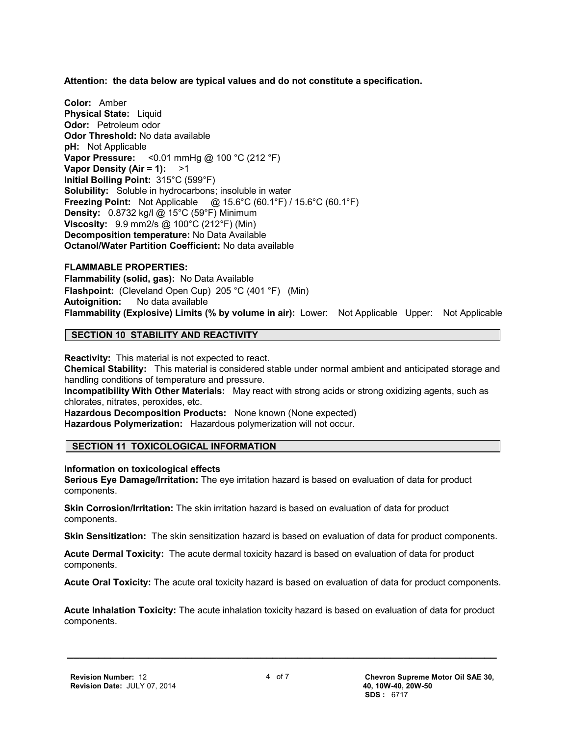**Attention: the data below are typical values and do not constitute a specification.**

**Color:** Amber
**Physical State:** Liquid
**Odor:** Petroleum odor
**Odor Threshold:** No data available
**pH:** Not Applicable
**Vapor Pressure:** <0.01 mmHg @ 100 °C (212 °F)
**Vapor Density (Air = 1):** >1
**Initial Boiling Point:** 315°C (599°F)
**Solubility:** Soluble in hydrocarbons; insoluble in water
**Freezing Point:** Not Applicable @ 15.6°C (60.1°F) / 15.6°C (60.1°F)
**Density:** 0.8732 kg/l @ 15°C (59°F) Minimum
**Viscosity:** 9.9 mm2/s @ 100°C (212°F) (Min)
**Decomposition temperature:** No Data Available
**Octanol/Water Partition Coefficient:** No data available

**FLAMMABLE PROPERTIES:**
**Flammability (solid, gas):** No Data Available
**Flashpoint:** (Cleveland Open Cup) 205 °C (401 °F) (Min)
**Autoignition:** No data available
**Flammability (Explosive) Limits (% by volume in air):** Lower: Not Applicable Upper: Not Applicable

## SECTION 10 STABILITY AND REACTIVITY

**Reactivity:** This material is not expected to react.
**Chemical Stability:** This material is considered stable under normal ambient and anticipated storage and handling conditions of temperature and pressure.
**Incompatibility With Other Materials:** May react with strong acids or strong oxidizing agents, such as chlorates, nitrates, peroxides, etc.
**Hazardous Decomposition Products:** None known (None expected)
**Hazardous Polymerization:** Hazardous polymerization will not occur.

## SECTION 11 TOXICOLOGICAL INFORMATION

**Information on toxicological effects**
**Serious Eye Damage/Irritation:** The eye irritation hazard is based on evaluation of data for product components.

**Skin Corrosion/Irritation:** The skin irritation hazard is based on evaluation of data for product components.

**Skin Sensitization:** The skin sensitization hazard is based on evaluation of data for product components.

**Acute Dermal Toxicity:** The acute dermal toxicity hazard is based on evaluation of data for product components.

**Acute Oral Toxicity:** The acute oral toxicity hazard is based on evaluation of data for product components.

**Acute Inhalation Toxicity:** The acute inhalation toxicity hazard is based on evaluation of data for product components.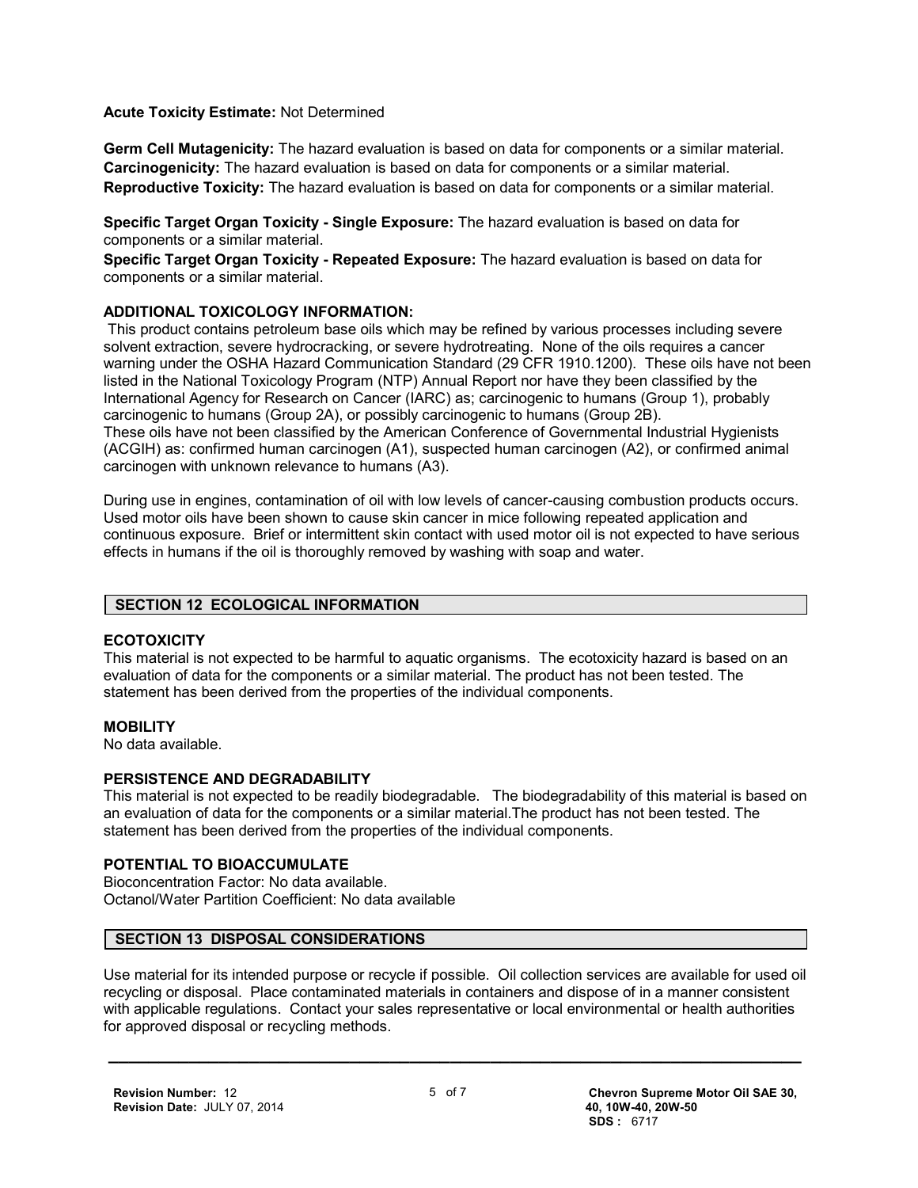**Acute Toxicity Estimate:** Not Determined

**Germ Cell Mutagenicity:** The hazard evaluation is based on data for components or a similar material.
**Carcinogenicity:** The hazard evaluation is based on data for components or a similar material.
**Reproductive Toxicity:** The hazard evaluation is based on data for components or a similar material.

**Specific Target Organ Toxicity - Single Exposure:** The hazard evaluation is based on data for components or a similar material.
**Specific Target Organ Toxicity - Repeated Exposure:** The hazard evaluation is based on data for components or a similar material.

**ADDITIONAL TOXICOLOGY INFORMATION:**
This product contains petroleum base oils which may be refined by various processes including severe solvent extraction, severe hydrocracking, or severe hydrotreating. None of the oils requires a cancer warning under the OSHA Hazard Communication Standard (29 CFR 1910.1200). These oils have not been listed in the National Toxicology Program (NTP) Annual Report nor have they been classified by the International Agency for Research on Cancer (IARC) as; carcinogenic to humans (Group 1), probably carcinogenic to humans (Group 2A), or possibly carcinogenic to humans (Group 2B).
These oils have not been classified by the American Conference of Governmental Industrial Hygienists (ACGIH) as: confirmed human carcinogen (A1), suspected human carcinogen (A2), or confirmed animal carcinogen with unknown relevance to humans (A3).

During use in engines, contamination of oil with low levels of cancer-causing combustion products occurs. Used motor oils have been shown to cause skin cancer in mice following repeated application and continuous exposure. Brief or intermittent skin contact with used motor oil is not expected to have serious effects in humans if the oil is thoroughly removed by washing with soap and water.

## SECTION 12 ECOLOGICAL INFORMATION

**ECOTOXICITY**
This material is not expected to be harmful to aquatic organisms. The ecotoxicity hazard is based on an evaluation of data for the components or a similar material. The product has not been tested. The statement has been derived from the properties of the individual components.

**MOBILITY**
No data available.

**PERSISTENCE AND DEGRADABILITY**
This material is not expected to be readily biodegradable. The biodegradability of this material is based on an evaluation of data for the components or a similar material.The product has not been tested. The statement has been derived from the properties of the individual components.

**POTENTIAL TO BIOACCUMULATE**
Bioconcentration Factor: No data available.
Octanol/Water Partition Coefficient: No data available

## SECTION 13 DISPOSAL CONSIDERATIONS

Use material for its intended purpose or recycle if possible. Oil collection services are available for used oil recycling or disposal. Place contaminated materials in containers and dispose of in a manner consistent with applicable regulations. Contact your sales representative or local environmental or health authorities for approved disposal or recycling methods.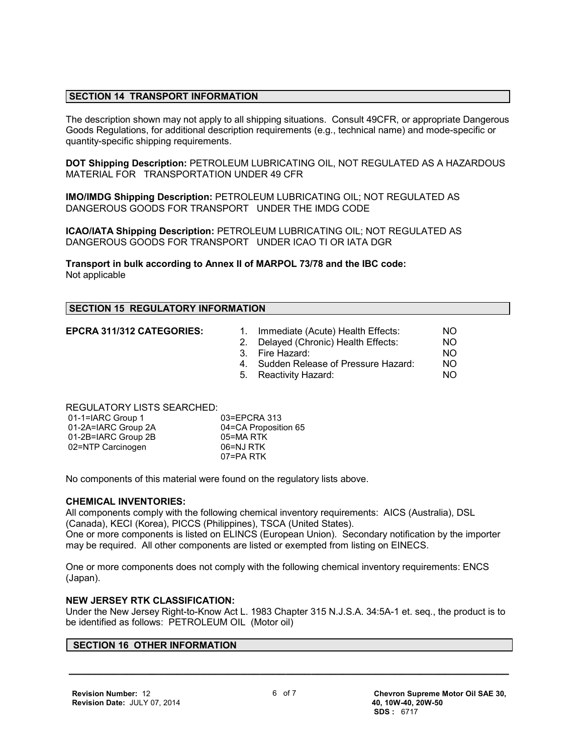## SECTION 14 TRANSPORT INFORMATION

The description shown may not apply to all shipping situations. Consult 49CFR, or appropriate Dangerous Goods Regulations, for additional description requirements (e.g., technical name) and mode-specific or quantity-specific shipping requirements.

**DOT Shipping Description:** PETROLEUM LUBRICATING OIL, NOT REGULATED AS A HAZARDOUS MATERIAL FOR TRANSPORTATION UNDER 49 CFR

**IMO/IMDG Shipping Description:** PETROLEUM LUBRICATING OIL; NOT REGULATED AS DANGEROUS GOODS FOR TRANSPORT UNDER THE IMDG CODE

**ICAO/IATA Shipping Description:** PETROLEUM LUBRICATING OIL; NOT REGULATED AS DANGEROUS GOODS FOR TRANSPORT UNDER ICAO TI OR IATA DGR

**Transport in bulk according to Annex II of MARPOL 73/78 and the IBC code:**
Not applicable

## SECTION 15 REGULATORY INFORMATION

**EPCRA 311/312 CATEGORIES:**

| | |
|---|---|
| 1. Immediate (Acute) Health Effects: | NO |
| 2. Delayed (Chronic) Health Effects: | NO |
| 3. Fire Hazard: | NO |
| 4. Sudden Release of Pressure Hazard: | NO |
| 5. Reactivity Hazard: | NO |

REGULATORY LISTS SEARCHED:

| | |
|---|---|
| 01-1=IARC Group 1 | 03=EPCRA 313 |
| 01-2A=IARC Group 2A | 04=CA Proposition 65 |
| 01-2B=IARC Group 2B | 05=MA RTK |
| 02=NTP Carcinogen | 06=NJ RTK |
| | 07=PA RTK |

No components of this material were found on the regulatory lists above.

**CHEMICAL INVENTORIES:**
All components comply with the following chemical inventory requirements: AICS (Australia), DSL (Canada), KECI (Korea), PICCS (Philippines), TSCA (United States).
One or more components is listed on ELINCS (European Union). Secondary notification by the importer may be required. All other components are listed or exempted from listing on EINECS.

One or more components does not comply with the following chemical inventory requirements: ENCS (Japan).

**NEW JERSEY RTK CLASSIFICATION:**
Under the New Jersey Right-to-Know Act L. 1983 Chapter 315 N.J.S.A. 34:5A-1 et. seq., the product is to be identified as follows: PETROLEUM OIL (Motor oil)

## SECTION 16 OTHER INFORMATION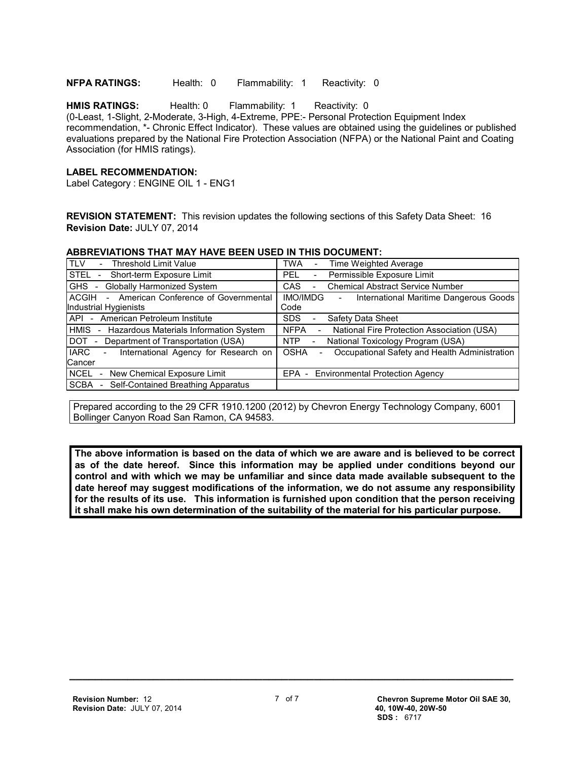**NFPA RATINGS:** Health: 0 Flammability: 1 Reactivity: 0

**HMIS RATINGS:** Health: 0 Flammability: 1 Reactivity: 0
(0-Least, 1-Slight, 2-Moderate, 3-High, 4-Extreme, PPE:- Personal Protection Equipment Index recommendation, *- Chronic Effect Indicator). These values are obtained using the guidelines or published evaluations prepared by the National Fire Protection Association (NFPA) or the National Paint and Coating Association (for HMIS ratings).

**LABEL RECOMMENDATION:**
Label Category : ENGINE OIL 1 - ENG1

**REVISION STATEMENT:** This revision updates the following sections of this Safety Data Sheet: 16
**Revision Date:** JULY 07, 2014

**ABBREVIATIONS THAT MAY HAVE BEEN USED IN THIS DOCUMENT:**

| | |
|---|---|
| TLV - Threshold Limit Value | TWA - Time Weighted Average |
| STEL - Short-term Exposure Limit | PEL - Permissible Exposure Limit |
| GHS - Globally Harmonized System | CAS - Chemical Abstract Service Number |
| ACGIH - American Conference of Governmental Industrial Hygienists | IMO/IMDG - International Maritime Dangerous Goods Code |
| API - American Petroleum Institute | SDS - Safety Data Sheet |
| HMIS - Hazardous Materials Information System | NFPA - National Fire Protection Association (USA) |
| DOT - Department of Transportation (USA) | NTP - National Toxicology Program (USA) |
| IARC - International Agency for Research on Cancer | OSHA - Occupational Safety and Health Administration |
| NCEL - New Chemical Exposure Limit | EPA - Environmental Protection Agency |
| SCBA - Self-Contained Breathing Apparatus | |

Prepared according to the 29 CFR 1910.1200 (2012) by Chevron Energy Technology Company, 6001 Bollinger Canyon Road San Ramon, CA 94583.

**The above information is based on the data of which we are aware and is believed to be correct as of the date hereof. Since this information may be applied under conditions beyond our control and with which we may be unfamiliar and since data made available subsequent to the date hereof may suggest modifications of the information, we do not assume any responsibility for the results of its use. This information is furnished upon condition that the person receiving it shall make his own determination of the suitability of the material for his particular purpose.**